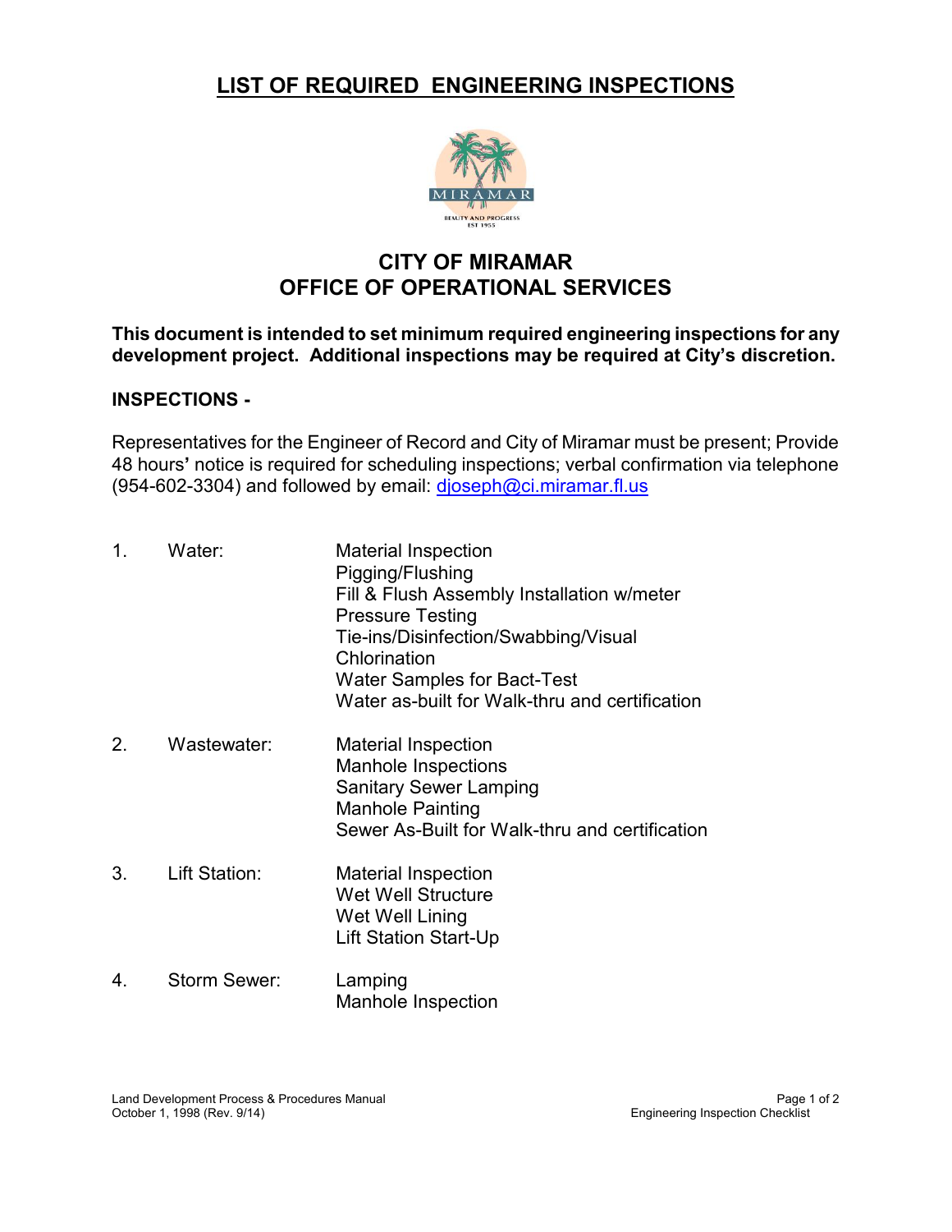# LIST OF REQUIRED ENGINEERING INSPECTIONS

## CITY OF MIRAMAR
## OFFICE OF OPERATIONAL SERVICES

**This document is intended to set minimum required engineering inspections for any development project. Additional inspections may be required at City's discretion.**

**INSPECTIONS -**

Representatives for the Engineer of Record and City of Miramar must be present; Provide 48 hours' notice is required for scheduling inspections; verbal confirmation via telephone (954-602-3304) and followed by email: djoseph@ci.miramar.fl.us

1. Water:
   - Material Inspection
   - Pigging/Flushing
   - Fill & Flush Assembly Installation w/meter
   - Pressure Testing
   - Tie-ins/Disinfection/Swabbing/Visual
   - Chlorination
   - Water Samples for Bact-Test
   - Water as-built for Walk-thru and certification

2. Wastewater:
   - Material Inspection
   - Manhole Inspections
   - Sanitary Sewer Lamping
   - Manhole Painting
   - Sewer As-Built for Walk-thru and certification

3. Lift Station:
   - Material Inspection
   - Wet Well Structure
   - Wet Well Lining
   - Lift Station Start-Up

4. Storm Sewer:
   - Lamping
   - Manhole Inspection

Land Development Process & Procedures Manual
October 1, 1998 (Rev. 9/14)

Engineering Inspection Checklist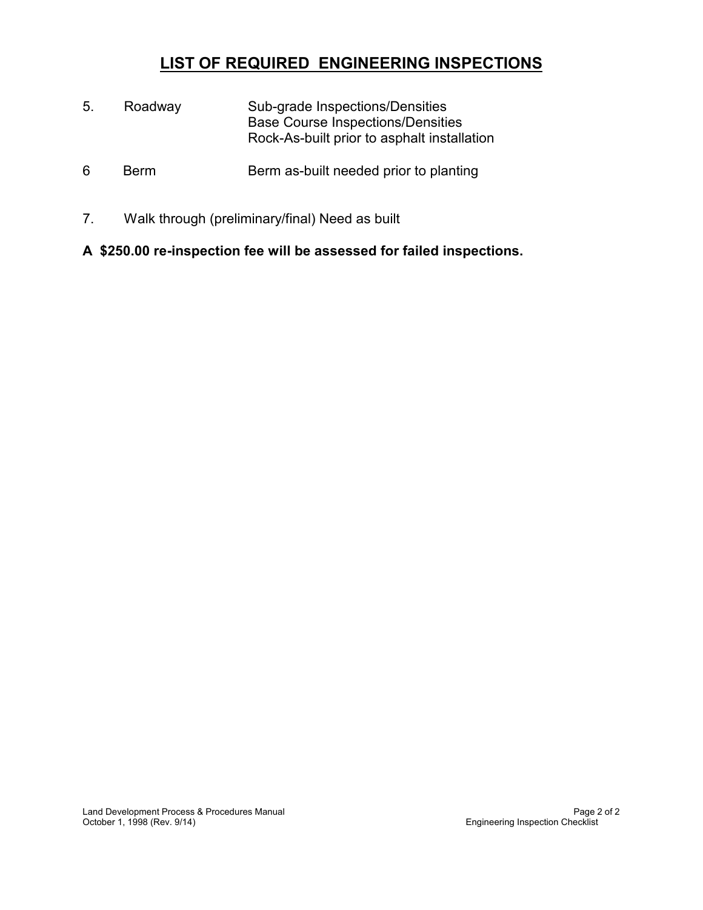# LIST OF REQUIRED ENGINEERING INSPECTIONS

| | | |
|---|---|---|
| 5. | Roadway | Sub-grade Inspections/Densities<br>Base Course Inspections/Densities<br>Rock-As-built prior to asphalt installation |
| 6 | Berm | Berm as-built needed prior to planting |

7. Walk through (preliminary/final) Need as built

**A $250.00 re-inspection fee will be assessed for failed inspections.**